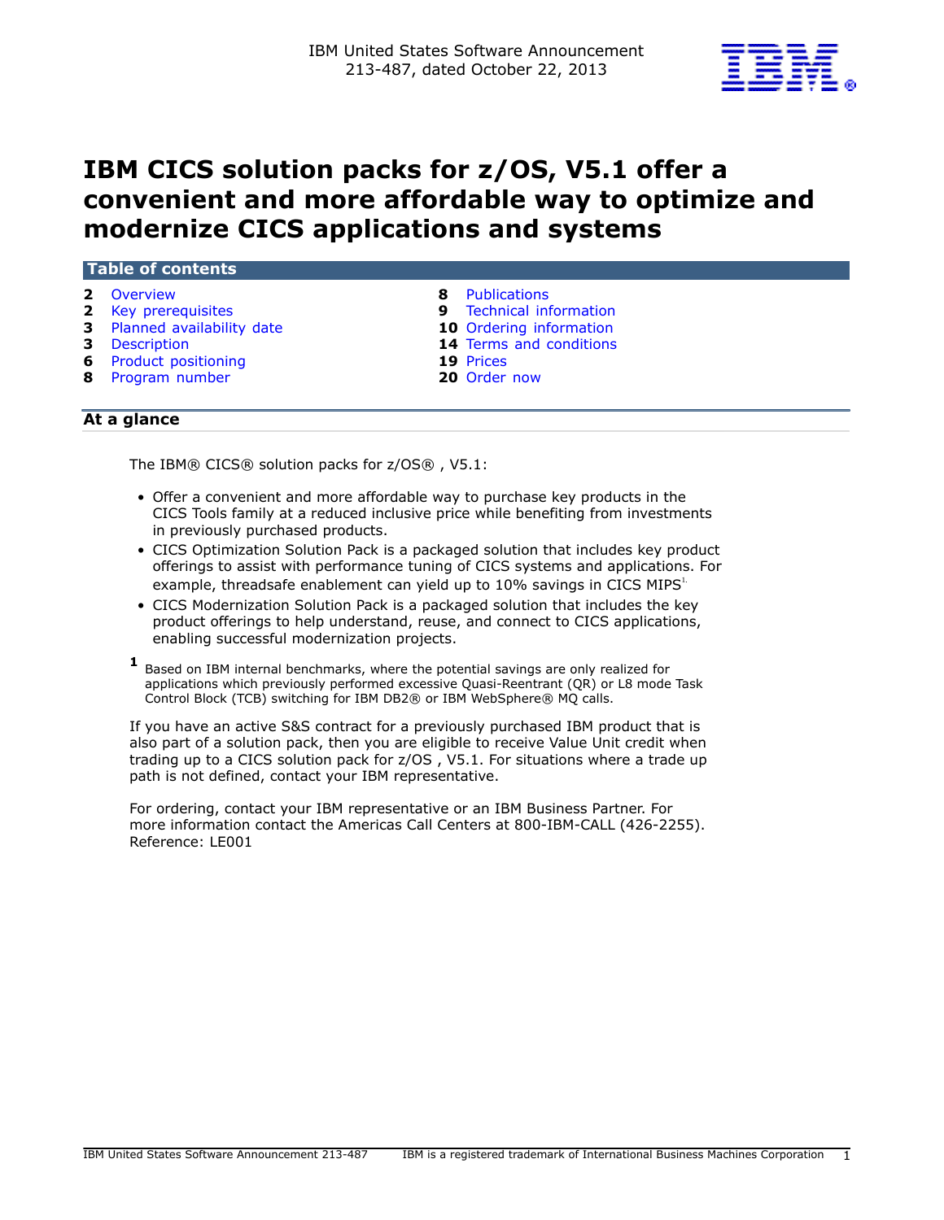IBM United States Software Announcement
213-487, dated October 22, 2013

# IBM CICS solution packs for z/OS, V5.1 offer a convenient and more affordable way to optimize and modernize CICS applications and systems

## Table of contents

- 2 Overview
- 2 Key prerequisites
- 3 Planned availability date
- 3 Description
- 6 Product positioning
- 8 Program number
- 8 Publications
- 9 Technical information
- 10 Ordering information
- 14 Terms and conditions
- 19 Prices
- 20 Order now

## At a glance

The IBM® CICS® solution packs for z/OS® , V5.1:

- Offer a convenient and more affordable way to purchase key products in the CICS Tools family at a reduced inclusive price while benefiting from investments in previously purchased products.
- CICS Optimization Solution Pack is a packaged solution that includes key product offerings to assist with performance tuning of CICS systems and applications. For example, threadsafe enablement can yield up to 10% savings in CICS MIPS[1]
- CICS Modernization Solution Pack is a packaged solution that includes the key product offerings to help understand, reuse, and connect to CICS applications, enabling successful modernization projects.

[1] Based on IBM internal benchmarks, where the potential savings are only realized for applications which previously performed excessive Quasi-Reentrant (QR) or L8 mode Task Control Block (TCB) switching for IBM DB2® or IBM WebSphere® MQ calls.

If you have an active S&S contract for a previously purchased IBM product that is also part of a solution pack, then you are eligible to receive Value Unit credit when trading up to a CICS solution pack for z/OS , V5.1. For situations where a trade up path is not defined, contact your IBM representative.

For ordering, contact your IBM representative or an IBM Business Partner. For more information contact the Americas Call Centers at 800-IBM-CALL (426-2255). Reference: LE001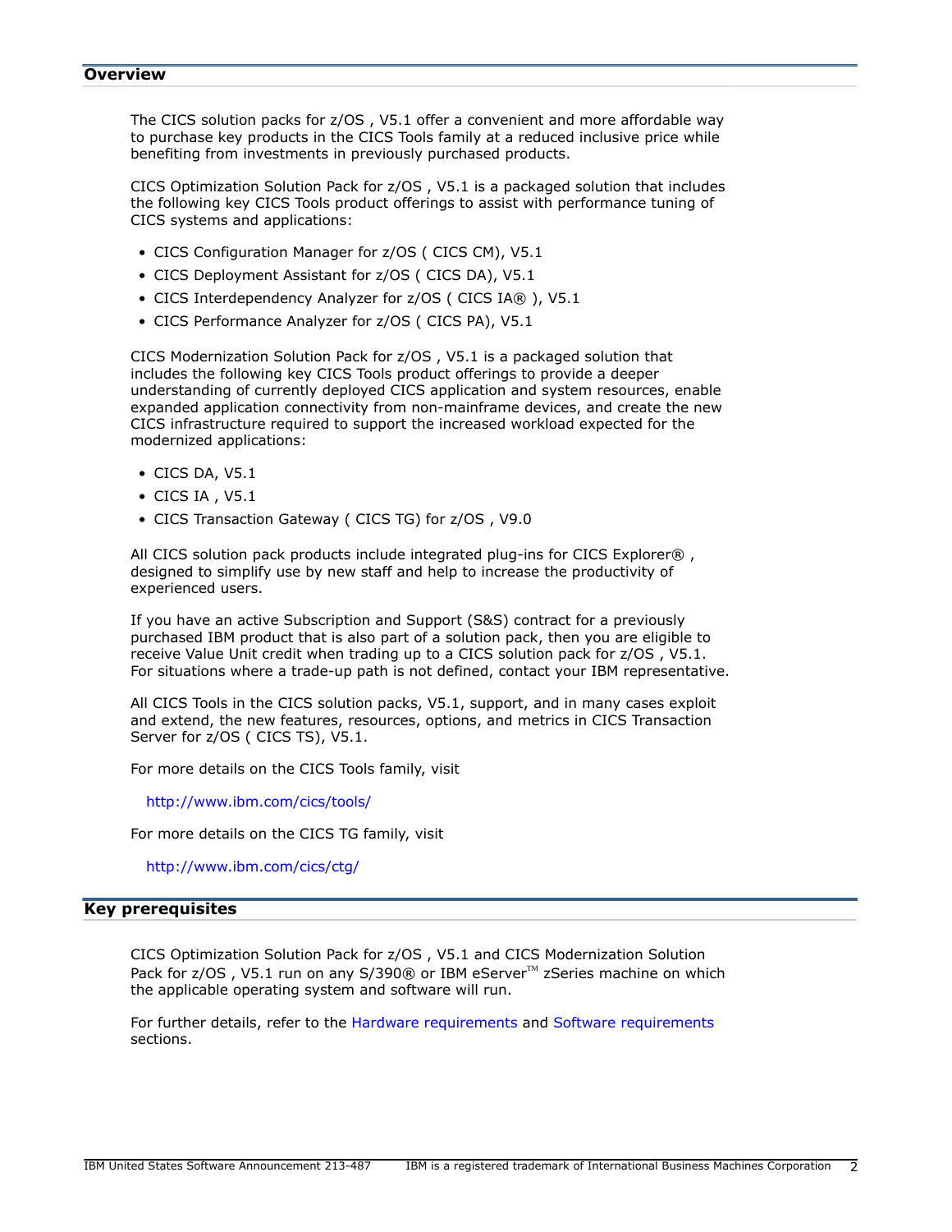## Overview

The CICS solution packs for z/OS , V5.1 offer a convenient and more affordable way to purchase key products in the CICS Tools family at a reduced inclusive price while benefiting from investments in previously purchased products.

CICS Optimization Solution Pack for z/OS , V5.1 is a packaged solution that includes the following key CICS Tools product offerings to assist with performance tuning of CICS systems and applications:

- CICS Configuration Manager for z/OS ( CICS CM), V5.1
- CICS Deployment Assistant for z/OS ( CICS DA), V5.1
- CICS Interdependency Analyzer for z/OS ( CICS IA® ), V5.1
- CICS Performance Analyzer for z/OS ( CICS PA), V5.1

CICS Modernization Solution Pack for z/OS , V5.1 is a packaged solution that includes the following key CICS Tools product offerings to provide a deeper understanding of currently deployed CICS application and system resources, enable expanded application connectivity from non-mainframe devices, and create the new CICS infrastructure required to support the increased workload expected for the modernized applications:

- CICS DA, V5.1
- CICS IA , V5.1
- CICS Transaction Gateway ( CICS TG) for z/OS , V9.0

All CICS solution pack products include integrated plug-ins for CICS Explorer® , designed to simplify use by new staff and help to increase the productivity of experienced users.

If you have an active Subscription and Support (S&S) contract for a previously purchased IBM product that is also part of a solution pack, then you are eligible to receive Value Unit credit when trading up to a CICS solution pack for z/OS , V5.1. For situations where a trade-up path is not defined, contact your IBM representative.

All CICS Tools in the CICS solution packs, V5.1, support, and in many cases exploit and extend, the new features, resources, options, and metrics in CICS Transaction Server for z/OS ( CICS TS), V5.1.

For more details on the CICS Tools family, visit

http://www.ibm.com/cics/tools/

For more details on the CICS TG family, visit

http://www.ibm.com/cics/ctg/

## Key prerequisites

CICS Optimization Solution Pack for z/OS , V5.1 and CICS Modernization Solution Pack for z/OS , V5.1 run on any S/390® or IBM eServer™ zSeries machine on which the applicable operating system and software will run.

For further details, refer to the Hardware requirements and Software requirements sections.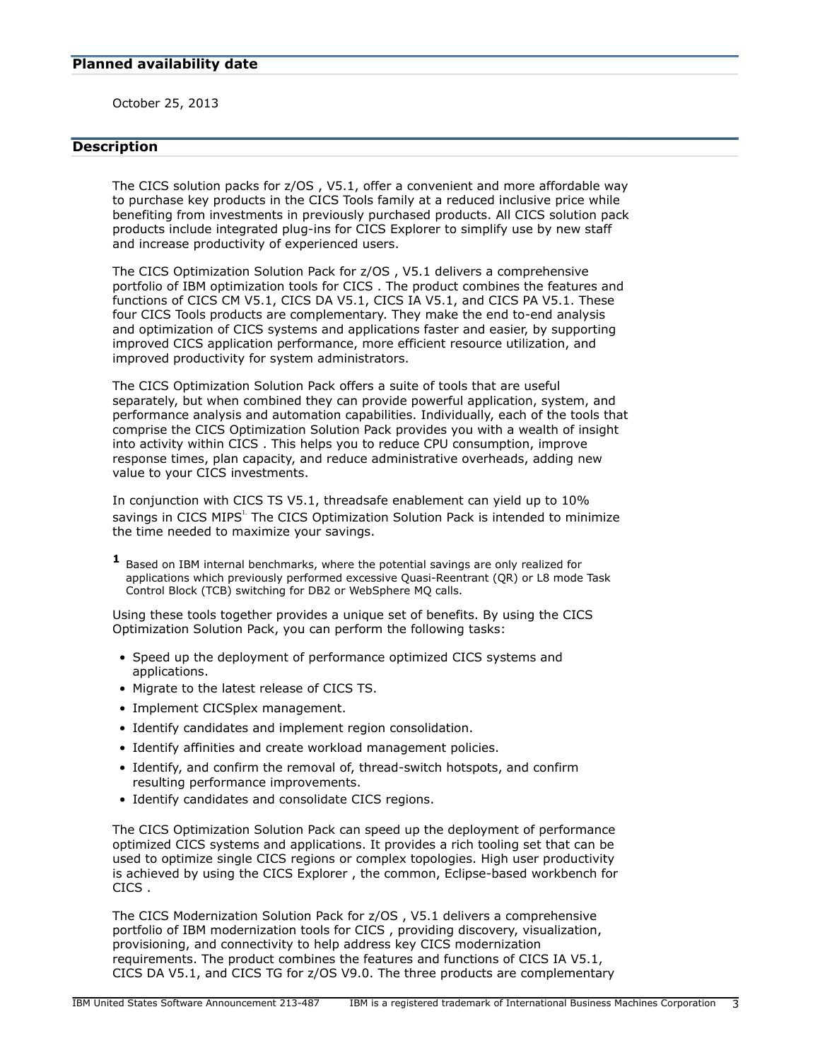## Planned availability date

October 25, 2013

## Description

The CICS solution packs for z/OS , V5.1, offer a convenient and more affordable way to purchase key products in the CICS Tools family at a reduced inclusive price while benefiting from investments in previously purchased products. All CICS solution pack products include integrated plug-ins for CICS Explorer to simplify use by new staff and increase productivity of experienced users.

The CICS Optimization Solution Pack for z/OS , V5.1 delivers a comprehensive portfolio of IBM optimization tools for CICS . The product combines the features and functions of CICS CM V5.1, CICS DA V5.1, CICS IA V5.1, and CICS PA V5.1. These four CICS Tools products are complementary. They make the end to-end analysis and optimization of CICS systems and applications faster and easier, by supporting improved CICS application performance, more efficient resource utilization, and improved productivity for system administrators.

The CICS Optimization Solution Pack offers a suite of tools that are useful separately, but when combined they can provide powerful application, system, and performance analysis and automation capabilities. Individually, each of the tools that comprise the CICS Optimization Solution Pack provides you with a wealth of insight into activity within CICS . This helps you to reduce CPU consumption, improve response times, plan capacity, and reduce administrative overheads, adding new value to your CICS investments.

In conjunction with CICS TS V5.1, threadsafe enablement can yield up to 10% savings in CICS MIPS[1.] The CICS Optimization Solution Pack is intended to minimize the time needed to maximize your savings.

**1** Based on IBM internal benchmarks, where the potential savings are only realized for applications which previously performed excessive Quasi-Reentrant (QR) or L8 mode Task Control Block (TCB) switching for DB2 or WebSphere MQ calls.

Using these tools together provides a unique set of benefits. By using the CICS Optimization Solution Pack, you can perform the following tasks:

- Speed up the deployment of performance optimized CICS systems and applications.
- Migrate to the latest release of CICS TS.
- Implement CICSplex management.
- Identify candidates and implement region consolidation.
- Identify affinities and create workload management policies.
- Identify, and confirm the removal of, thread-switch hotspots, and confirm resulting performance improvements.
- Identify candidates and consolidate CICS regions.

The CICS Optimization Solution Pack can speed up the deployment of performance optimized CICS systems and applications. It provides a rich tooling set that can be used to optimize single CICS regions or complex topologies. High user productivity is achieved by using the CICS Explorer , the common, Eclipse-based workbench for CICS .

The CICS Modernization Solution Pack for z/OS , V5.1 delivers a comprehensive portfolio of IBM modernization tools for CICS , providing discovery, visualization, provisioning, and connectivity to help address key CICS modernization requirements. The product combines the features and functions of CICS IA V5.1, CICS DA V5.1, and CICS TG for z/OS V9.0. The three products are complementary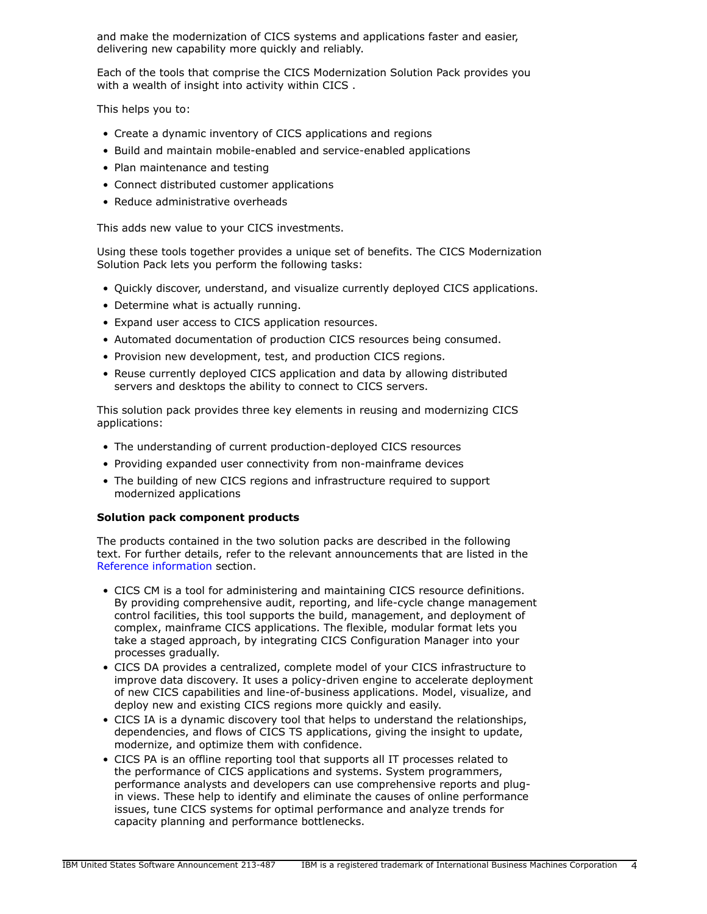and make the modernization of CICS systems and applications faster and easier, delivering new capability more quickly and reliably.

Each of the tools that comprise the CICS Modernization Solution Pack provides you with a wealth of insight into activity within CICS .

This helps you to:

- Create a dynamic inventory of CICS applications and regions
- Build and maintain mobile-enabled and service-enabled applications
- Plan maintenance and testing
- Connect distributed customer applications
- Reduce administrative overheads

This adds new value to your CICS investments.

Using these tools together provides a unique set of benefits. The CICS Modernization Solution Pack lets you perform the following tasks:

- Quickly discover, understand, and visualize currently deployed CICS applications.
- Determine what is actually running.
- Expand user access to CICS application resources.
- Automated documentation of production CICS resources being consumed.
- Provision new development, test, and production CICS regions.
- Reuse currently deployed CICS application and data by allowing distributed servers and desktops the ability to connect to CICS servers.

This solution pack provides three key elements in reusing and modernizing CICS applications:

- The understanding of current production-deployed CICS resources
- Providing expanded user connectivity from non-mainframe devices
- The building of new CICS regions and infrastructure required to support modernized applications

**Solution pack component products**

The products contained in the two solution packs are described in the following text. For further details, refer to the relevant announcements that are listed in the Reference information section.

- CICS CM is a tool for administering and maintaining CICS resource definitions. By providing comprehensive audit, reporting, and life-cycle change management control facilities, this tool supports the build, management, and deployment of complex, mainframe CICS applications. The flexible, modular format lets you take a staged approach, by integrating CICS Configuration Manager into your processes gradually.
- CICS DA provides a centralized, complete model of your CICS infrastructure to improve data discovery. It uses a policy-driven engine to accelerate deployment of new CICS capabilities and line-of-business applications. Model, visualize, and deploy new and existing CICS regions more quickly and easily.
- CICS IA is a dynamic discovery tool that helps to understand the relationships, dependencies, and flows of CICS TS applications, giving the insight to update, modernize, and optimize them with confidence.
- CICS PA is an offline reporting tool that supports all IT processes related to the performance of CICS applications and systems. System programmers, performance analysts and developers can use comprehensive reports and plug-in views. These help to identify and eliminate the causes of online performance issues, tune CICS systems for optimal performance and analyze trends for capacity planning and performance bottlenecks.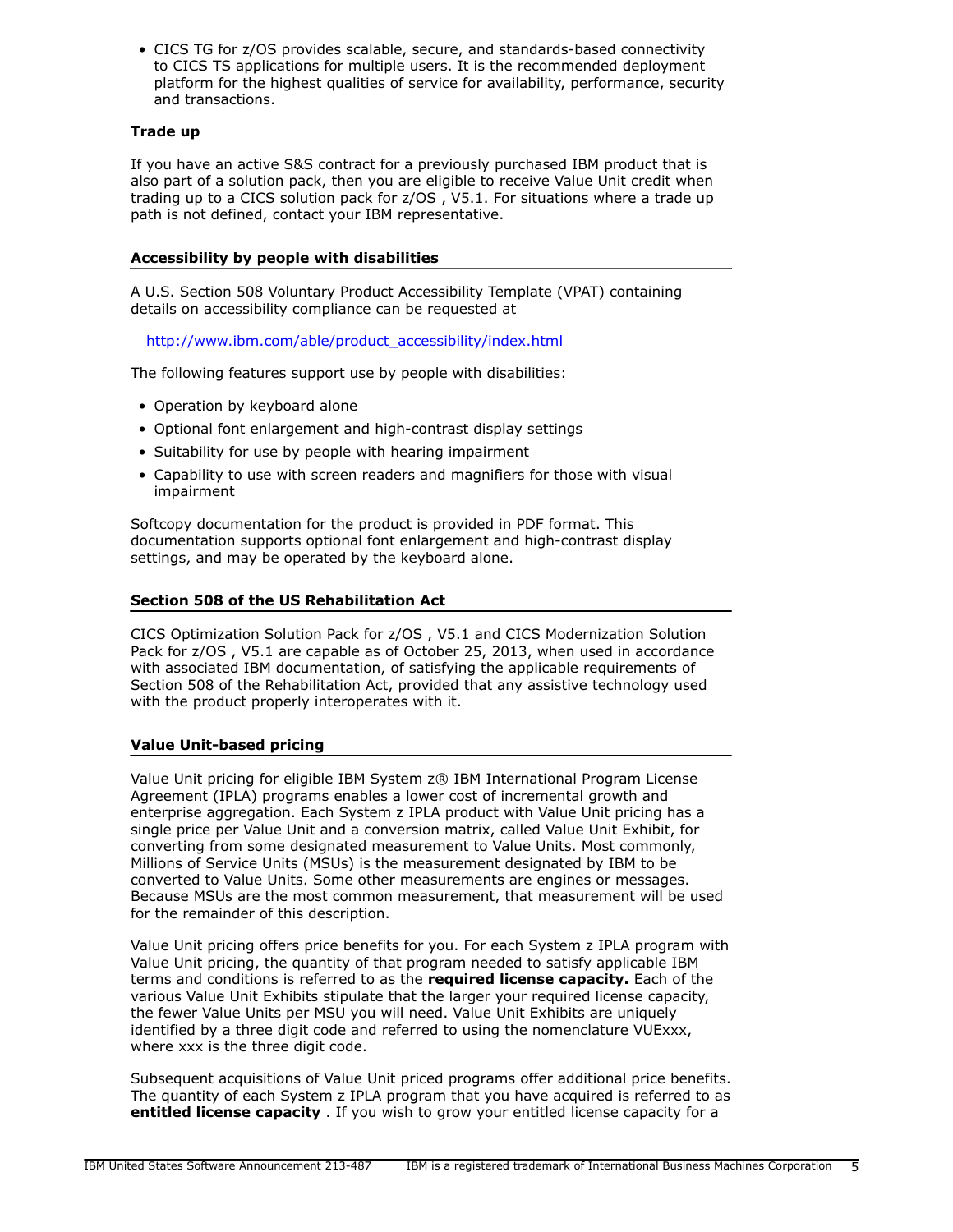- CICS TG for z/OS provides scalable, secure, and standards-based connectivity to CICS TS applications for multiple users. It is the recommended deployment platform for the highest qualities of service for availability, performance, security and transactions.

**Trade up**

If you have an active S&S contract for a previously purchased IBM product that is also part of a solution pack, then you are eligible to receive Value Unit credit when trading up to a CICS solution pack for z/OS , V5.1. For situations where a trade up path is not defined, contact your IBM representative.

## Accessibility by people with disabilities

A U.S. Section 508 Voluntary Product Accessibility Template (VPAT) containing details on accessibility compliance can be requested at

http://www.ibm.com/able/product_accessibility/index.html

The following features support use by people with disabilities:

- Operation by keyboard alone
- Optional font enlargement and high-contrast display settings
- Suitability for use by people with hearing impairment
- Capability to use with screen readers and magnifiers for those with visual impairment

Softcopy documentation for the product is provided in PDF format. This documentation supports optional font enlargement and high-contrast display settings, and may be operated by the keyboard alone.

## Section 508 of the US Rehabilitation Act

CICS Optimization Solution Pack for z/OS , V5.1 and CICS Modernization Solution Pack for z/OS , V5.1 are capable as of October 25, 2013, when used in accordance with associated IBM documentation, of satisfying the applicable requirements of Section 508 of the Rehabilitation Act, provided that any assistive technology used with the product properly interoperates with it.

## Value Unit-based pricing

Value Unit pricing for eligible IBM System z® IBM International Program License Agreement (IPLA) programs enables a lower cost of incremental growth and enterprise aggregation. Each System z IPLA product with Value Unit pricing has a single price per Value Unit and a conversion matrix, called Value Unit Exhibit, for converting from some designated measurement to Value Units. Most commonly, Millions of Service Units (MSUs) is the measurement designated by IBM to be converted to Value Units. Some other measurements are engines or messages. Because MSUs are the most common measurement, that measurement will be used for the remainder of this description.

Value Unit pricing offers price benefits for you. For each System z IPLA program with Value Unit pricing, the quantity of that program needed to satisfy applicable IBM terms and conditions is referred to as the **required license capacity.** Each of the various Value Unit Exhibits stipulate that the larger your required license capacity, the fewer Value Units per MSU you will need. Value Unit Exhibits are uniquely identified by a three digit code and referred to using the nomenclature VUExxx, where xxx is the three digit code.

Subsequent acquisitions of Value Unit priced programs offer additional price benefits. The quantity of each System z IPLA program that you have acquired is referred to as **entitled license capacity** . If you wish to grow your entitled license capacity for a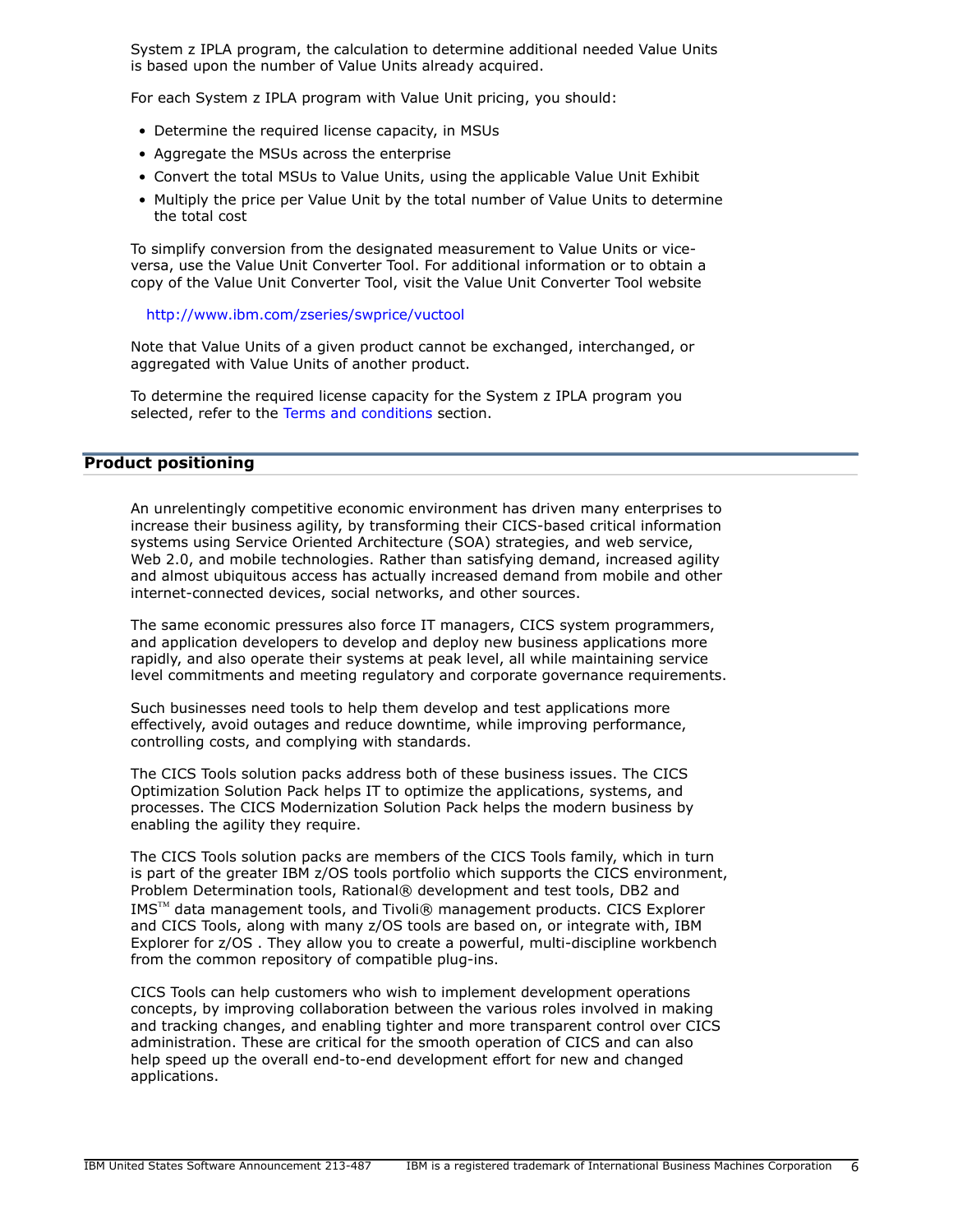System z IPLA program, the calculation to determine additional needed Value Units is based upon the number of Value Units already acquired.

For each System z IPLA program with Value Unit pricing, you should:

- Determine the required license capacity, in MSUs
- Aggregate the MSUs across the enterprise
- Convert the total MSUs to Value Units, using the applicable Value Unit Exhibit
- Multiply the price per Value Unit by the total number of Value Units to determine the total cost

To simplify conversion from the designated measurement to Value Units or vice-versa, use the Value Unit Converter Tool. For additional information or to obtain a copy of the Value Unit Converter Tool, visit the Value Unit Converter Tool website

http://www.ibm.com/zseries/swprice/vuctool

Note that Value Units of a given product cannot be exchanged, interchanged, or aggregated with Value Units of another product.

To determine the required license capacity for the System z IPLA program you selected, refer to the Terms and conditions section.

## Product positioning

An unrelentingly competitive economic environment has driven many enterprises to increase their business agility, by transforming their CICS-based critical information systems using Service Oriented Architecture (SOA) strategies, and web service, Web 2.0, and mobile technologies. Rather than satisfying demand, increased agility and almost ubiquitous access has actually increased demand from mobile and other internet-connected devices, social networks, and other sources.

The same economic pressures also force IT managers, CICS system programmers, and application developers to develop and deploy new business applications more rapidly, and also operate their systems at peak level, all while maintaining service level commitments and meeting regulatory and corporate governance requirements.

Such businesses need tools to help them develop and test applications more effectively, avoid outages and reduce downtime, while improving performance, controlling costs, and complying with standards.

The CICS Tools solution packs address both of these business issues. The CICS Optimization Solution Pack helps IT to optimize the applications, systems, and processes. The CICS Modernization Solution Pack helps the modern business by enabling the agility they require.

The CICS Tools solution packs are members of the CICS Tools family, which in turn is part of the greater IBM z/OS tools portfolio which supports the CICS environment, Problem Determination tools, Rational® development and test tools, DB2 and IMS™ data management tools, and Tivoli® management products. CICS Explorer and CICS Tools, along with many z/OS tools are based on, or integrate with, IBM Explorer for z/OS . They allow you to create a powerful, multi-discipline workbench from the common repository of compatible plug-ins.

CICS Tools can help customers who wish to implement development operations concepts, by improving collaboration between the various roles involved in making and tracking changes, and enabling tighter and more transparent control over CICS administration. These are critical for the smooth operation of CICS and can also help speed up the overall end-to-end development effort for new and changed applications.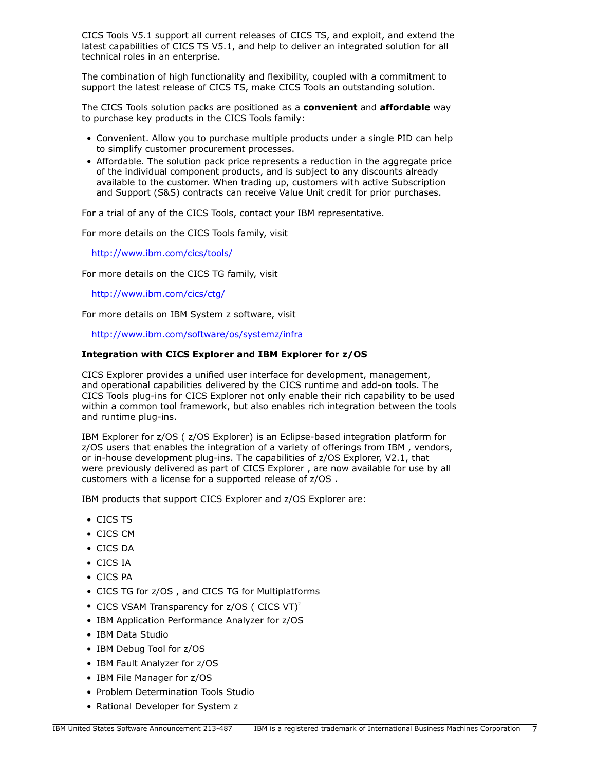CICS Tools V5.1 support all current releases of CICS TS, and exploit, and extend the latest capabilities of CICS TS V5.1, and help to deliver an integrated solution for all technical roles in an enterprise.

The combination of high functionality and flexibility, coupled with a commitment to support the latest release of CICS TS, make CICS Tools an outstanding solution.

The CICS Tools solution packs are positioned as a **convenient** and **affordable** way to purchase key products in the CICS Tools family:

- Convenient. Allow you to purchase multiple products under a single PID can help to simplify customer procurement processes.
- Affordable. The solution pack price represents a reduction in the aggregate price of the individual component products, and is subject to any discounts already available to the customer. When trading up, customers with active Subscription and Support (S&S) contracts can receive Value Unit credit for prior purchases.

For a trial of any of the CICS Tools, contact your IBM representative.

For more details on the CICS Tools family, visit

http://www.ibm.com/cics/tools/

For more details on the CICS TG family, visit

http://www.ibm.com/cics/ctg/

For more details on IBM System z software, visit

http://www.ibm.com/software/os/systemz/infra

**Integration with CICS Explorer and IBM Explorer for z/OS**

CICS Explorer provides a unified user interface for development, management, and operational capabilities delivered by the CICS runtime and add-on tools. The CICS Tools plug-ins for CICS Explorer not only enable their rich capability to be used within a common tool framework, but also enables rich integration between the tools and runtime plug-ins.

IBM Explorer for z/OS ( z/OS Explorer) is an Eclipse-based integration platform for z/OS users that enables the integration of a variety of offerings from IBM , vendors, or in-house development plug-ins. The capabilities of z/OS Explorer, V2.1, that were previously delivered as part of CICS Explorer , are now available for use by all customers with a license for a supported release of z/OS .

IBM products that support CICS Explorer and z/OS Explorer are:

- CICS TS
- CICS CM
- CICS DA
- CICS IA
- CICS PA
- CICS TG for z/OS , and CICS TG for Multiplatforms
- CICS VSAM Transparency for z/OS ( CICS VT)[2]
- IBM Application Performance Analyzer for z/OS
- IBM Data Studio
- IBM Debug Tool for z/OS
- IBM Fault Analyzer for z/OS
- IBM File Manager for z/OS
- Problem Determination Tools Studio
- Rational Developer for System z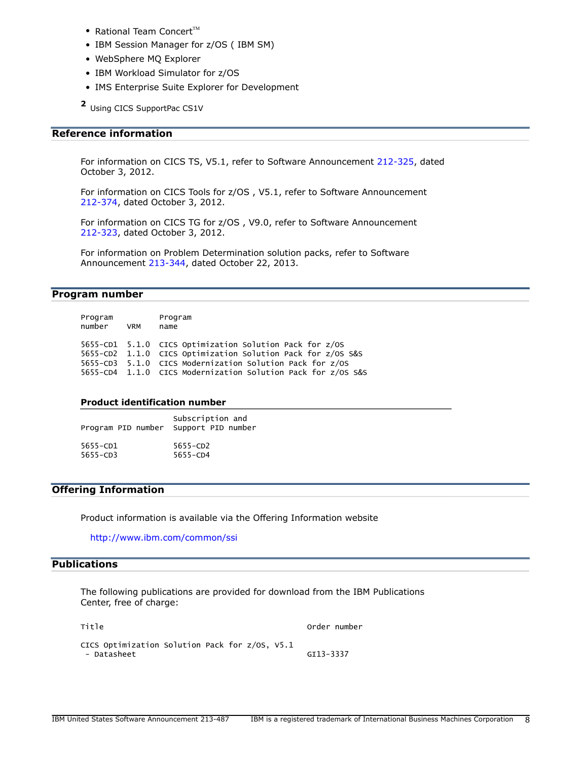- Rational Team Concert™
- IBM Session Manager for z/OS ( IBM SM)
- WebSphere MQ Explorer
- IBM Workload Simulator for z/OS
- IMS Enterprise Suite Explorer for Development

[2] Using CICS SupportPac CS1V

## Reference information

For information on CICS TS, V5.1, refer to Software Announcement 212-325, dated October 3, 2012.

For information on CICS Tools for z/OS , V5.1, refer to Software Announcement 212-374, dated October 3, 2012.

For information on CICS TG for z/OS , V9.0, refer to Software Announcement 212-323, dated October 3, 2012.

For information on Problem Determination solution packs, refer to Software Announcement 213-344, dated October 22, 2013.

## Program number

| Program number | VRM | Program name |
|---|---|---|
| 5655-CD1 | 5.1.0 | CICS Optimization Solution Pack for z/OS |
| 5655-CD2 | 1.1.0 | CICS Optimization Solution Pack for z/OS S&S |
| 5655-CD3 | 5.1.0 | CICS Modernization Solution Pack for z/OS |
| 5655-CD4 | 1.1.0 | CICS Modernization Solution Pack for z/OS S&S |

### Product identification number

| Program PID number | Subscription and Support PID number |
|---|---|
| 5655-CD1 | 5655-CD2 |
| 5655-CD3 | 5655-CD4 |

## Offering Information

Product information is available via the Offering Information website

http://www.ibm.com/common/ssi

## Publications

The following publications are provided for download from the IBM Publications Center, free of charge:

| Title | Order number |
|---|---|
| CICS Optimization Solution Pack for z/OS, V5.1 - Datasheet | GI13-3337 |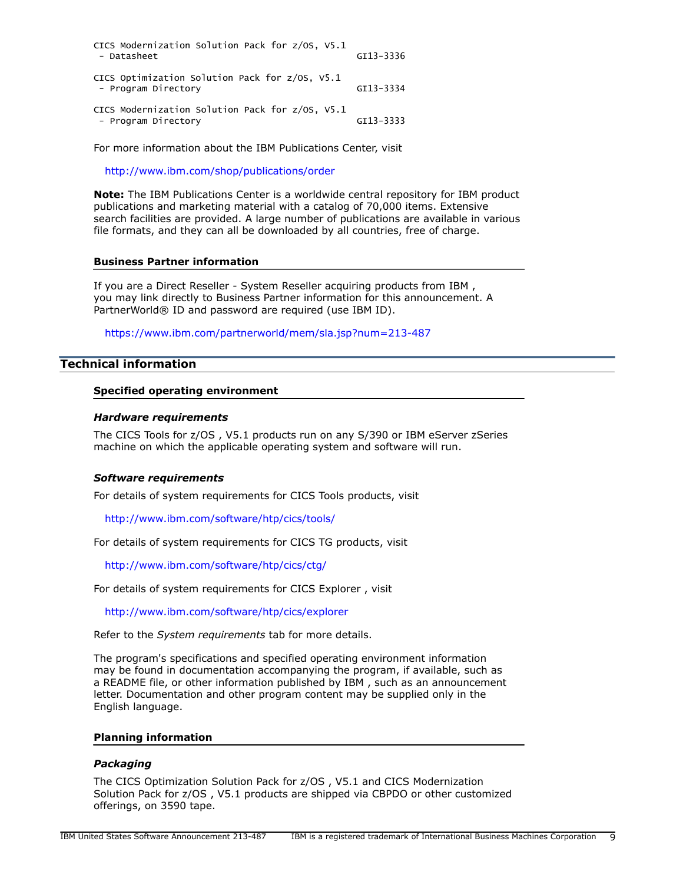```
CICS Modernization Solution Pack for z/OS, V5.1
 - Datasheet                                         GI13-3336

CICS Optimization Solution Pack for z/OS, V5.1
 - Program Directory                                 GI13-3334

CICS Modernization Solution Pack for z/OS, V5.1
 - Program Directory                                 GI13-3333
```

For more information about the IBM Publications Center, visit

http://www.ibm.com/shop/publications/order

**Note:** The IBM Publications Center is a worldwide central repository for IBM product publications and marketing material with a catalog of 70,000 items. Extensive search facilities are provided. A large number of publications are available in various file formats, and they can all be downloaded by all countries, free of charge.

### Business Partner information

If you are a Direct Reseller - System Reseller acquiring products from IBM , you may link directly to Business Partner information for this announcement. A PartnerWorld® ID and password are required (use IBM ID).

https://www.ibm.com/partnerworld/mem/sla.jsp?num=213-487

## Technical information

### Specified operating environment

#### *Hardware requirements*

The CICS Tools for z/OS , V5.1 products run on any S/390 or IBM eServer zSeries machine on which the applicable operating system and software will run.

#### *Software requirements*

For details of system requirements for CICS Tools products, visit

http://www.ibm.com/software/htp/cics/tools/

For details of system requirements for CICS TG products, visit

http://www.ibm.com/software/htp/cics/ctg/

For details of system requirements for CICS Explorer , visit

http://www.ibm.com/software/htp/cics/explorer

Refer to the *System requirements* tab for more details.

The program's specifications and specified operating environment information may be found in documentation accompanying the program, if available, such as a README file, or other information published by IBM , such as an announcement letter. Documentation and other program content may be supplied only in the English language.

### Planning information

#### *Packaging*

The CICS Optimization Solution Pack for z/OS , V5.1 and CICS Modernization Solution Pack for z/OS , V5.1 products are shipped via CBPDO or other customized offerings, on 3590 tape.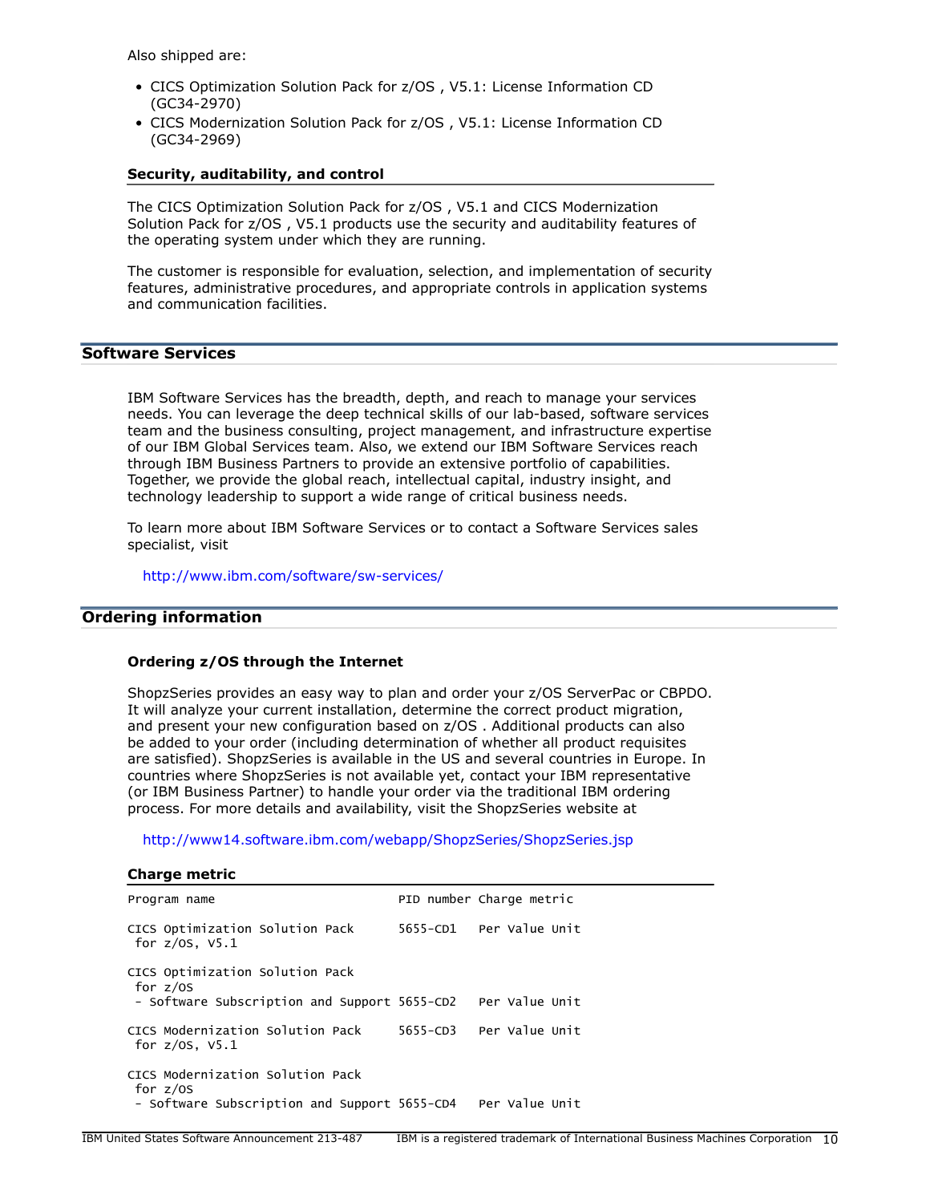Also shipped are:

- CICS Optimization Solution Pack for z/OS , V5.1: License Information CD (GC34-2970)
- CICS Modernization Solution Pack for z/OS , V5.1: License Information CD (GC34-2969)

### Security, auditability, and control

The CICS Optimization Solution Pack for z/OS , V5.1 and CICS Modernization Solution Pack for z/OS , V5.1 products use the security and auditability features of the operating system under which they are running.

The customer is responsible for evaluation, selection, and implementation of security features, administrative procedures, and appropriate controls in application systems and communication facilities.

## Software Services

IBM Software Services has the breadth, depth, and reach to manage your services needs. You can leverage the deep technical skills of our lab-based, software services team and the business consulting, project management, and infrastructure expertise of our IBM Global Services team. Also, we extend our IBM Software Services reach through IBM Business Partners to provide an extensive portfolio of capabilities. Together, we provide the global reach, intellectual capital, industry insight, and technology leadership to support a wide range of critical business needs.

To learn more about IBM Software Services or to contact a Software Services sales specialist, visit

http://www.ibm.com/software/sw-services/

## Ordering information

### Ordering z/OS through the Internet

ShopzSeries provides an easy way to plan and order your z/OS ServerPac or CBPDO. It will analyze your current installation, determine the correct product migration, and present your new configuration based on z/OS . Additional products can also be added to your order (including determination of whether all product requisites are satisfied). ShopzSeries is available in the US and several countries in Europe. In countries where ShopzSeries is not available yet, contact your IBM representative (or IBM Business Partner) to handle your order via the traditional IBM ordering process. For more details and availability, visit the ShopzSeries website at

http://www14.software.ibm.com/webapp/ShopzSeries/ShopzSeries.jsp

### Charge metric

```
Program name                       PID number Charge metric

CICS Optimization Solution Pack    5655-CD1   Per Value Unit
 for z/OS, V5.1

CICS Optimization Solution Pack
 for z/OS
 - Software Subscription and Support 5655-CD2   Per Value Unit

CICS Modernization Solution Pack   5655-CD3   Per Value Unit
 for z/OS, V5.1

CICS Modernization Solution Pack
 for z/OS
 - Software Subscription and Support 5655-CD4   Per Value Unit
```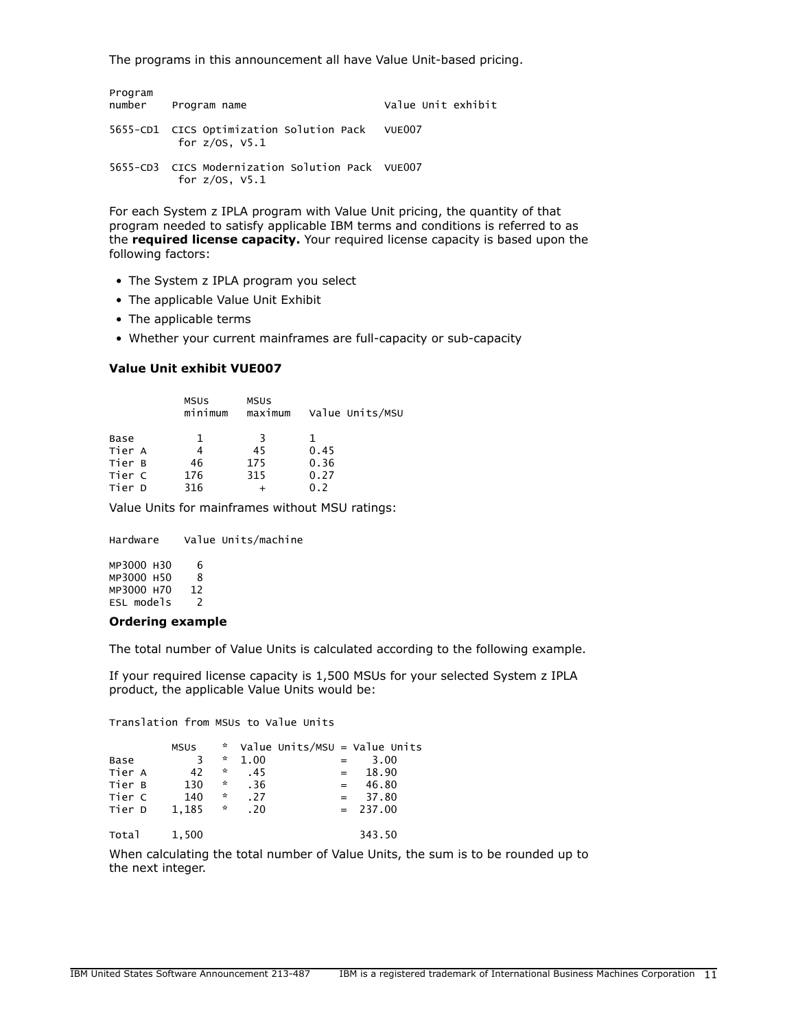The programs in this announcement all have Value Unit-based pricing.

| Program number | Program name | Value Unit exhibit |
|---|---|---|
| 5655-CD1 | CICS Optimization Solution Pack for z/OS, V5.1 | VUE007 |
| 5655-CD3 | CICS Modernization Solution Pack for z/OS, V5.1 | VUE007 |

For each System z IPLA program with Value Unit pricing, the quantity of that program needed to satisfy applicable IBM terms and conditions is referred to as the **required license capacity.** Your required license capacity is based upon the following factors:

- The System z IPLA program you select
- The applicable Value Unit Exhibit
- The applicable terms
- Whether your current mainframes are full-capacity or sub-capacity

**Value Unit exhibit VUE007**

| | MSUs minimum | MSUs maximum | Value Units/MSU |
|---|---|---|---|
| Base | 1 | 3 | 1 |
| Tier A | 4 | 45 | 0.45 |
| Tier B | 46 | 175 | 0.36 |
| Tier C | 176 | 315 | 0.27 |
| Tier D | 316 | + | 0.2 |

Value Units for mainframes without MSU ratings:

| Hardware | Value Units/machine |
|---|---|
| MP3000 H30 | 6 |
| MP3000 H50 | 8 |
| MP3000 H70 | 12 |
| ESL models | 2 |

**Ordering example**

The total number of Value Units is calculated according to the following example.

If your required license capacity is 1,500 MSUs for your selected System z IPLA product, the applicable Value Units would be:

Translation from MSUs to Value Units

| | MSUs | * | Value Units/MSU | = | Value Units |
|---|---|---|---|---|---|
| Base | 3 | * | 1.00 | = | 3.00 |
| Tier A | 42 | * | .45 | = | 18.90 |
| Tier B | 130 | * | .36 | = | 46.80 |
| Tier C | 140 | * | .27 | = | 37.80 |
| Tier D | 1,185 | * | .20 | = | 237.00 |
| Total | 1,500 | | | | 343.50 |

When calculating the total number of Value Units, the sum is to be rounded up to the next integer.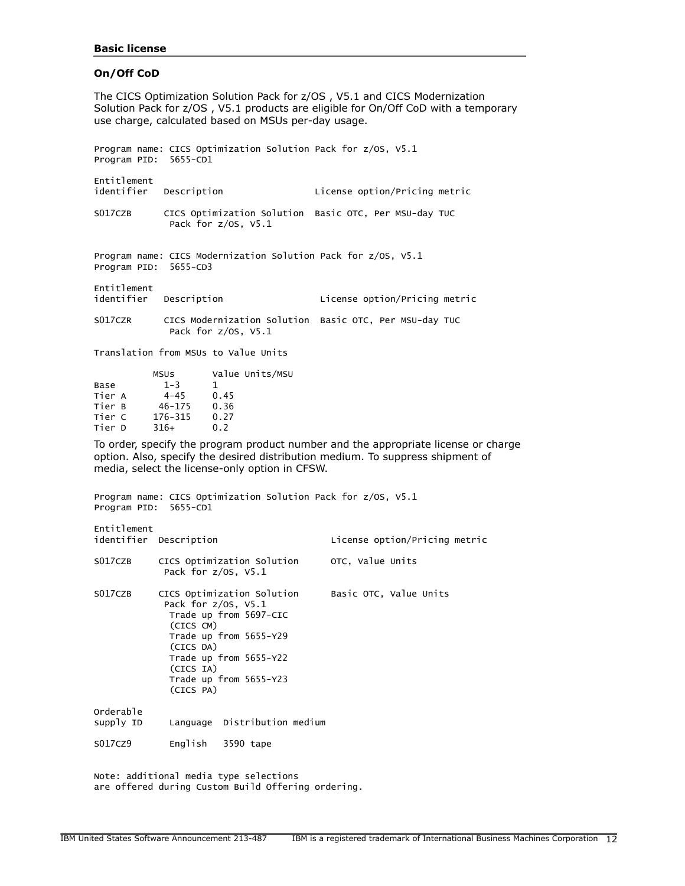### Basic license

#### On/Off CoD

The CICS Optimization Solution Pack for z/OS , V5.1 and CICS Modernization Solution Pack for z/OS , V5.1 products are eligible for On/Off CoD with a temporary use charge, calculated based on MSUs per-day usage.

```
Program name: CICS Optimization Solution Pack for z/OS, V5.1
Program PID:  5655-CD1

Entitlement
identifier   Description                 License option/Pricing metric

S017CZB      CICS Optimization Solution  Basic OTC, Per MSU-day TUC
              Pack for z/OS, V5.1


Program name: CICS Modernization Solution Pack for z/OS, V5.1
Program PID:  5655-CD3

Entitlement
identifier   Description                  License option/Pricing metric

S017CZR      CICS Modernization Solution  Basic OTC, Per MSU-day TUC
              Pack for z/OS, V5.1

Translation from MSUs to Value Units

           MSUs       Value Units/MSU
Base        1-3       1
Tier A      4-45      0.45
Tier B     46-175     0.36
Tier C    176-315     0.27
Tier D    316+        0.2
```

To order, specify the program product number and the appropriate license or charge option. Also, specify the desired distribution medium. To suppress shipment of media, select the license-only option in CFSW.

```
Program name: CICS Optimization Solution Pack for z/OS, V5.1
Program PID:  5655-CD1

Entitlement
identifier  Description                    License option/Pricing metric

S017CZB     CICS Optimization Solution     OTC, Value Units
             Pack for z/OS, V5.1

S017CZB     CICS Optimization Solution     Basic OTC, Value Units
             Pack for z/OS, V5.1
              Trade up from 5697-CIC
              (CICS CM)
              Trade up from 5655-Y29
              (CICS DA)
              Trade up from 5655-Y22
              (CICS IA)
              Trade up from 5655-Y23
              (CICS PA)

Orderable
supply ID     Language  Distribution medium

S017CZ9       English   3590 tape


Note: additional media type selections
are offered during Custom Build Offering ordering.
```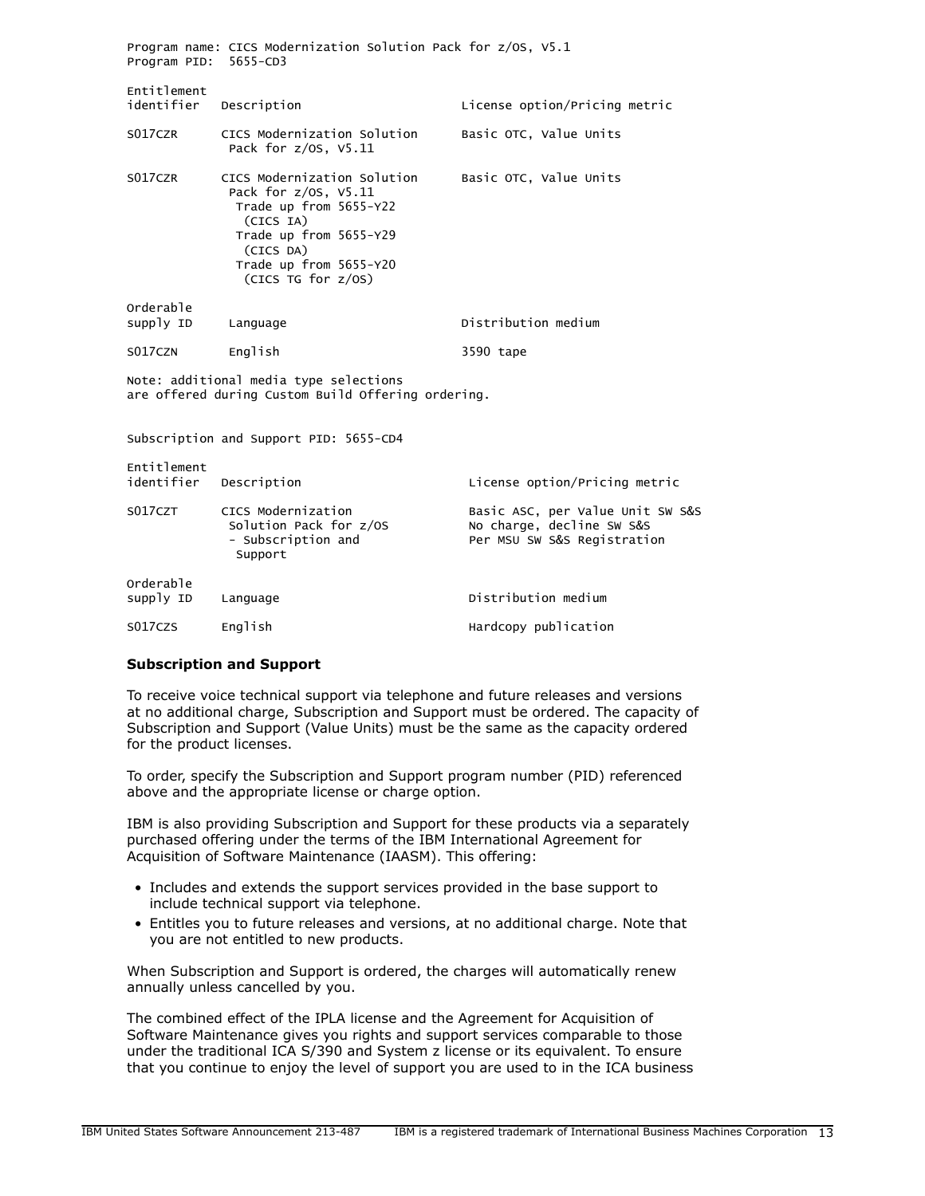```
Program name: CICS Modernization Solution Pack for z/OS, V5.1
Program PID:  5655-CD3

Entitlement
identifier   Description                       License option/Pricing metric

S017CZR      CICS Modernization Solution       Basic OTC, Value Units
              Pack for z/OS, V5.11

S017CZR      CICS Modernization Solution       Basic OTC, Value Units
              Pack for z/OS, V5.11
               Trade up from 5655-Y22
                (CICS IA)
               Trade up from 5655-Y29
                (CICS DA)
               Trade up from 5655-Y20
                (CICS TG for z/OS)

Orderable
supply ID     Language                         Distribution medium

S017CZN       English                          3590 tape

Note: additional media type selections
are offered during Custom Build Offering ordering.


Subscription and Support PID: 5655-CD4

Entitlement
identifier   Description                        License option/Pricing metric

S017CZT      CICS Modernization                 Basic ASC, per Value Unit SW S&S
              Solution Pack for z/OS            No charge, decline SW S&S
              - Subscription and                Per MSU SW S&S Registration
                Support

Orderable
supply ID    Language                           Distribution medium

S017CZS      English                            Hardcopy publication
```

**Subscription and Support**

To receive voice technical support via telephone and future releases and versions at no additional charge, Subscription and Support must be ordered. The capacity of Subscription and Support (Value Units) must be the same as the capacity ordered for the product licenses.

To order, specify the Subscription and Support program number (PID) referenced above and the appropriate license or charge option.

IBM is also providing Subscription and Support for these products via a separately purchased offering under the terms of the IBM International Agreement for Acquisition of Software Maintenance (IAASM). This offering:

- Includes and extends the support services provided in the base support to include technical support via telephone.
- Entitles you to future releases and versions, at no additional charge. Note that you are not entitled to new products.

When Subscription and Support is ordered, the charges will automatically renew annually unless cancelled by you.

The combined effect of the IPLA license and the Agreement for Acquisition of Software Maintenance gives you rights and support services comparable to those under the traditional ICA S/390 and System z license or its equivalent. To ensure that you continue to enjoy the level of support you are used to in the ICA business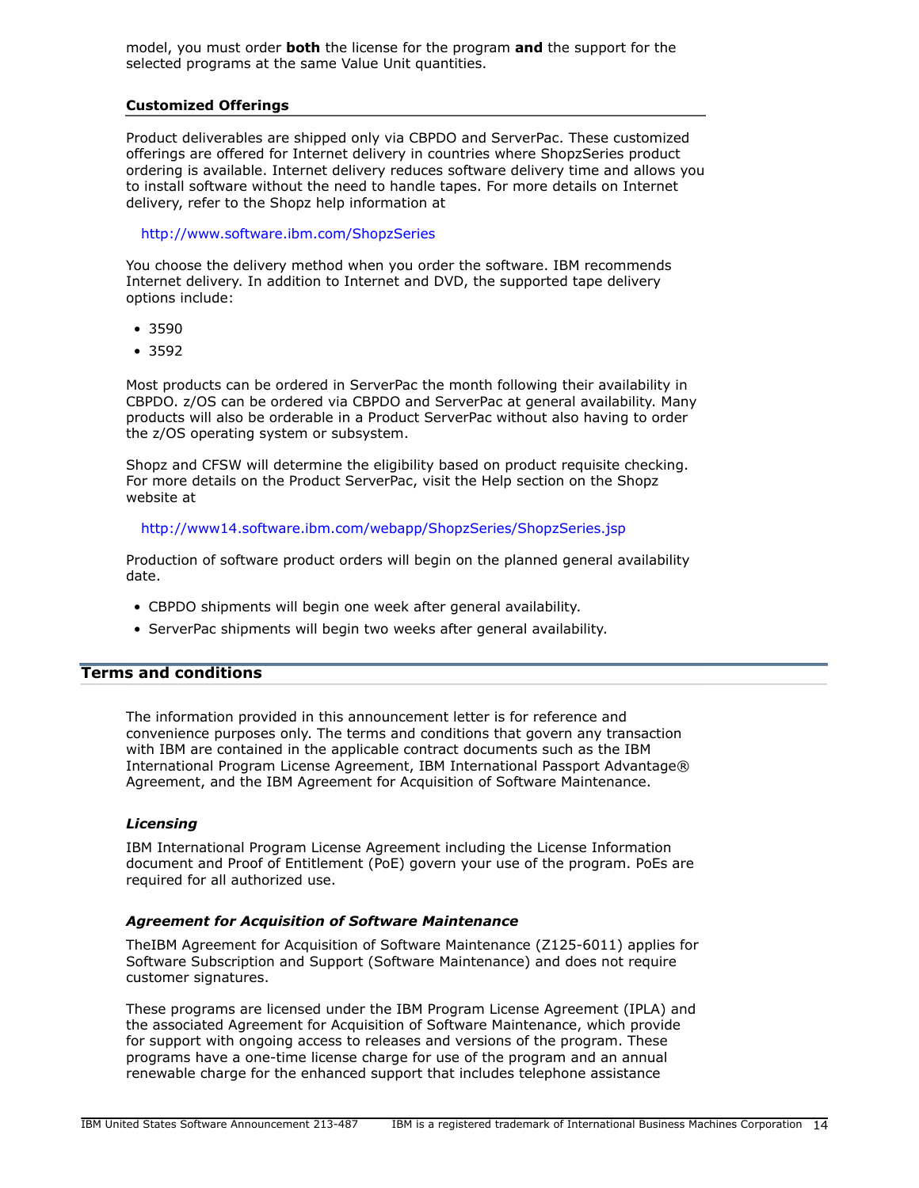model, you must order **both** the license for the program **and** the support for the selected programs at the same Value Unit quantities.

#### Customized Offerings

Product deliverables are shipped only via CBPDO and ServerPac. These customized offerings are offered for Internet delivery in countries where ShopzSeries product ordering is available. Internet delivery reduces software delivery time and allows you to install software without the need to handle tapes. For more details on Internet delivery, refer to the Shopz help information at

http://www.software.ibm.com/ShopzSeries

You choose the delivery method when you order the software. IBM recommends Internet delivery. In addition to Internet and DVD, the supported tape delivery options include:

- 3590
- 3592

Most products can be ordered in ServerPac the month following their availability in CBPDO. z/OS can be ordered via CBPDO and ServerPac at general availability. Many products will also be orderable in a Product ServerPac without also having to order the z/OS operating system or subsystem.

Shopz and CFSW will determine the eligibility based on product requisite checking. For more details on the Product ServerPac, visit the Help section on the Shopz website at

http://www14.software.ibm.com/webapp/ShopzSeries/ShopzSeries.jsp

Production of software product orders will begin on the planned general availability date.

- CBPDO shipments will begin one week after general availability.
- ServerPac shipments will begin two weeks after general availability.

## Terms and conditions

The information provided in this announcement letter is for reference and convenience purposes only. The terms and conditions that govern any transaction with IBM are contained in the applicable contract documents such as the IBM International Program License Agreement, IBM International Passport Advantage® Agreement, and the IBM Agreement for Acquisition of Software Maintenance.

#### *Licensing*

IBM International Program License Agreement including the License Information document and Proof of Entitlement (PoE) govern your use of the program. PoEs are required for all authorized use.

#### *Agreement for Acquisition of Software Maintenance*

TheIBM Agreement for Acquisition of Software Maintenance (Z125-6011) applies for Software Subscription and Support (Software Maintenance) and does not require customer signatures.

These programs are licensed under the IBM Program License Agreement (IPLA) and the associated Agreement for Acquisition of Software Maintenance, which provide for support with ongoing access to releases and versions of the program. These programs have a one-time license charge for use of the program and an annual renewable charge for the enhanced support that includes telephone assistance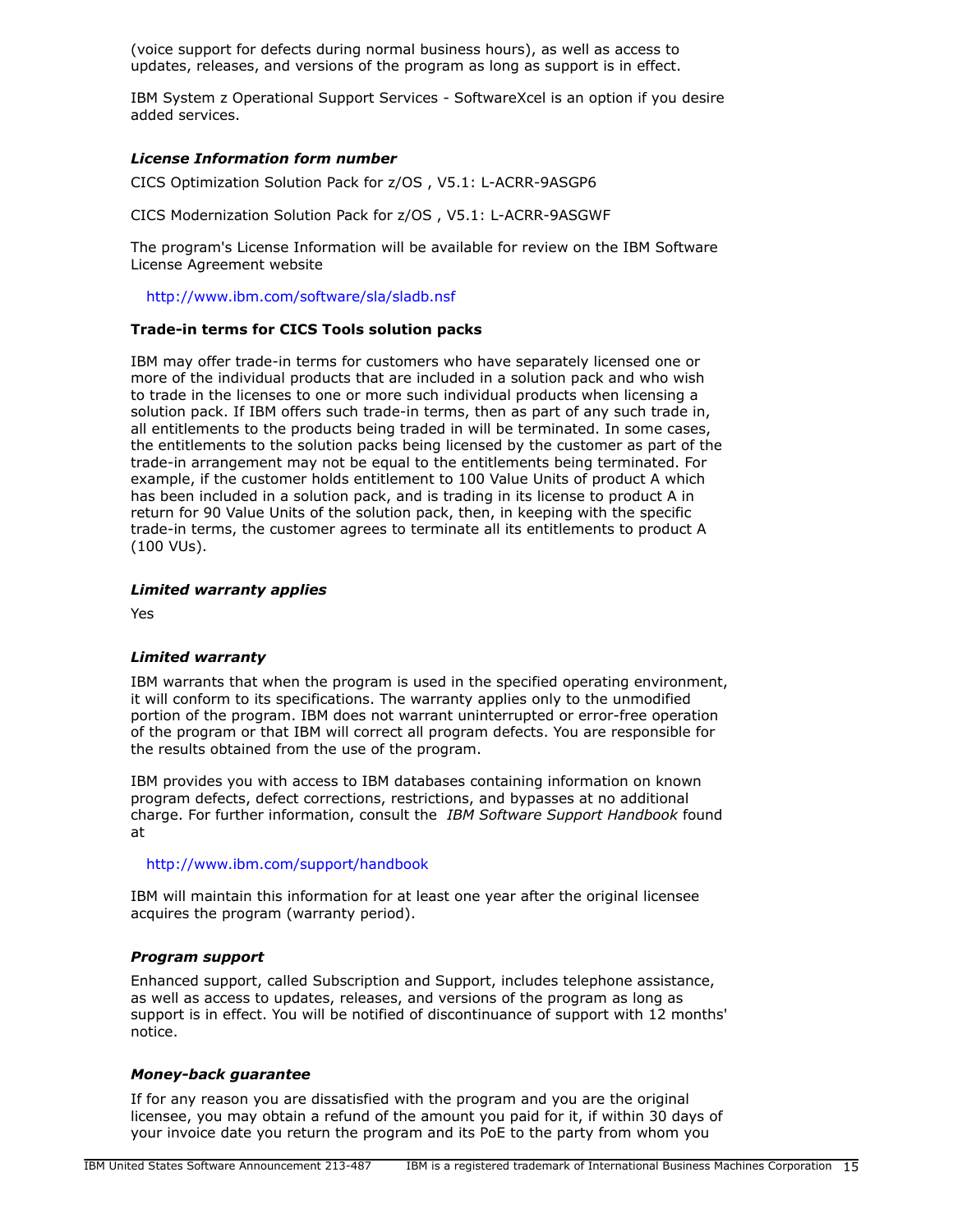(voice support for defects during normal business hours), as well as access to updates, releases, and versions of the program as long as support is in effect.

IBM System z Operational Support Services - SoftwareXcel is an option if you desire added services.

***License Information form number***

CICS Optimization Solution Pack for z/OS , V5.1: L-ACRR-9ASGP6

CICS Modernization Solution Pack for z/OS , V5.1: L-ACRR-9ASGWF

The program's License Information will be available for review on the IBM Software License Agreement website

http://www.ibm.com/software/sla/sladb.nsf

**Trade-in terms for CICS Tools solution packs**

IBM may offer trade-in terms for customers who have separately licensed one or more of the individual products that are included in a solution pack and who wish to trade in the licenses to one or more such individual products when licensing a solution pack. If IBM offers such trade-in terms, then as part of any such trade in, all entitlements to the products being traded in will be terminated. In some cases, the entitlements to the solution packs being licensed by the customer as part of the trade-in arrangement may not be equal to the entitlements being terminated. For example, if the customer holds entitlement to 100 Value Units of product A which has been included in a solution pack, and is trading in its license to product A in return for 90 Value Units of the solution pack, then, in keeping with the specific trade-in terms, the customer agrees to terminate all its entitlements to product A (100 VUs).

***Limited warranty applies***

Yes

***Limited warranty***

IBM warrants that when the program is used in the specified operating environment, it will conform to its specifications. The warranty applies only to the unmodified portion of the program. IBM does not warrant uninterrupted or error-free operation of the program or that IBM will correct all program defects. You are responsible for the results obtained from the use of the program.

IBM provides you with access to IBM databases containing information on known program defects, defect corrections, restrictions, and bypasses at no additional charge. For further information, consult the *IBM Software Support Handbook* found at

http://www.ibm.com/support/handbook

IBM will maintain this information for at least one year after the original licensee acquires the program (warranty period).

***Program support***

Enhanced support, called Subscription and Support, includes telephone assistance, as well as access to updates, releases, and versions of the program as long as support is in effect. You will be notified of discontinuance of support with 12 months' notice.

***Money-back guarantee***

If for any reason you are dissatisfied with the program and you are the original licensee, you may obtain a refund of the amount you paid for it, if within 30 days of your invoice date you return the program and its PoE to the party from whom you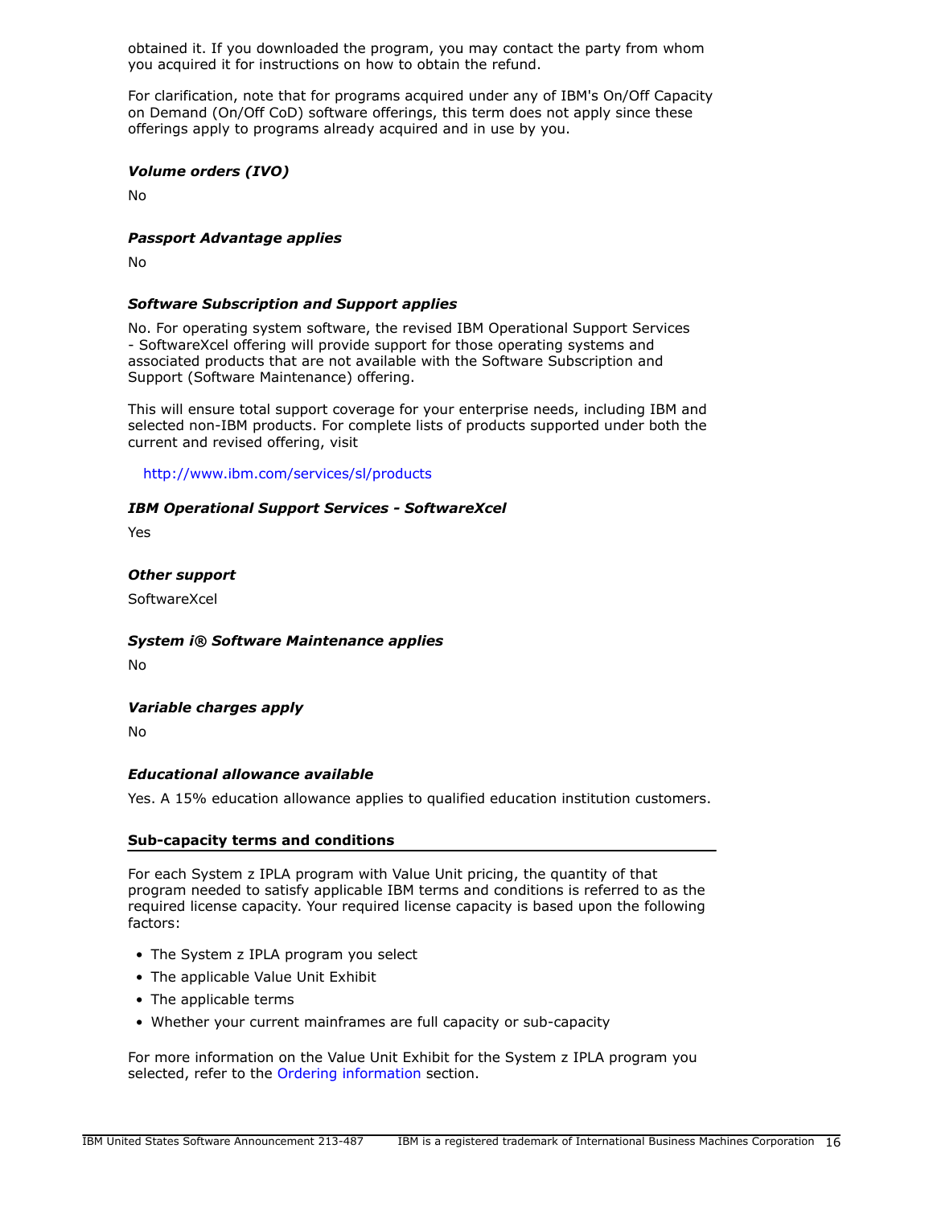obtained it. If you downloaded the program, you may contact the party from whom you acquired it for instructions on how to obtain the refund.

For clarification, note that for programs acquired under any of IBM's On/Off Capacity on Demand (On/Off CoD) software offerings, this term does not apply since these offerings apply to programs already acquired and in use by you.

***Volume orders (IVO)***

No

***Passport Advantage applies***

No

***Software Subscription and Support applies***

No. For operating system software, the revised IBM Operational Support Services - SoftwareXcel offering will provide support for those operating systems and associated products that are not available with the Software Subscription and Support (Software Maintenance) offering.

This will ensure total support coverage for your enterprise needs, including IBM and selected non-IBM products. For complete lists of products supported under both the current and revised offering, visit

http://www.ibm.com/services/sl/products

***IBM Operational Support Services - SoftwareXcel***

Yes

***Other support***

SoftwareXcel

***System i® Software Maintenance applies***

No

***Variable charges apply***

No

***Educational allowance available***

Yes. A 15% education allowance applies to qualified education institution customers.

**Sub-capacity terms and conditions**

For each System z IPLA program with Value Unit pricing, the quantity of that program needed to satisfy applicable IBM terms and conditions is referred to as the required license capacity. Your required license capacity is based upon the following factors:

- The System z IPLA program you select
- The applicable Value Unit Exhibit
- The applicable terms
- Whether your current mainframes are full capacity or sub-capacity

For more information on the Value Unit Exhibit for the System z IPLA program you selected, refer to the Ordering information section.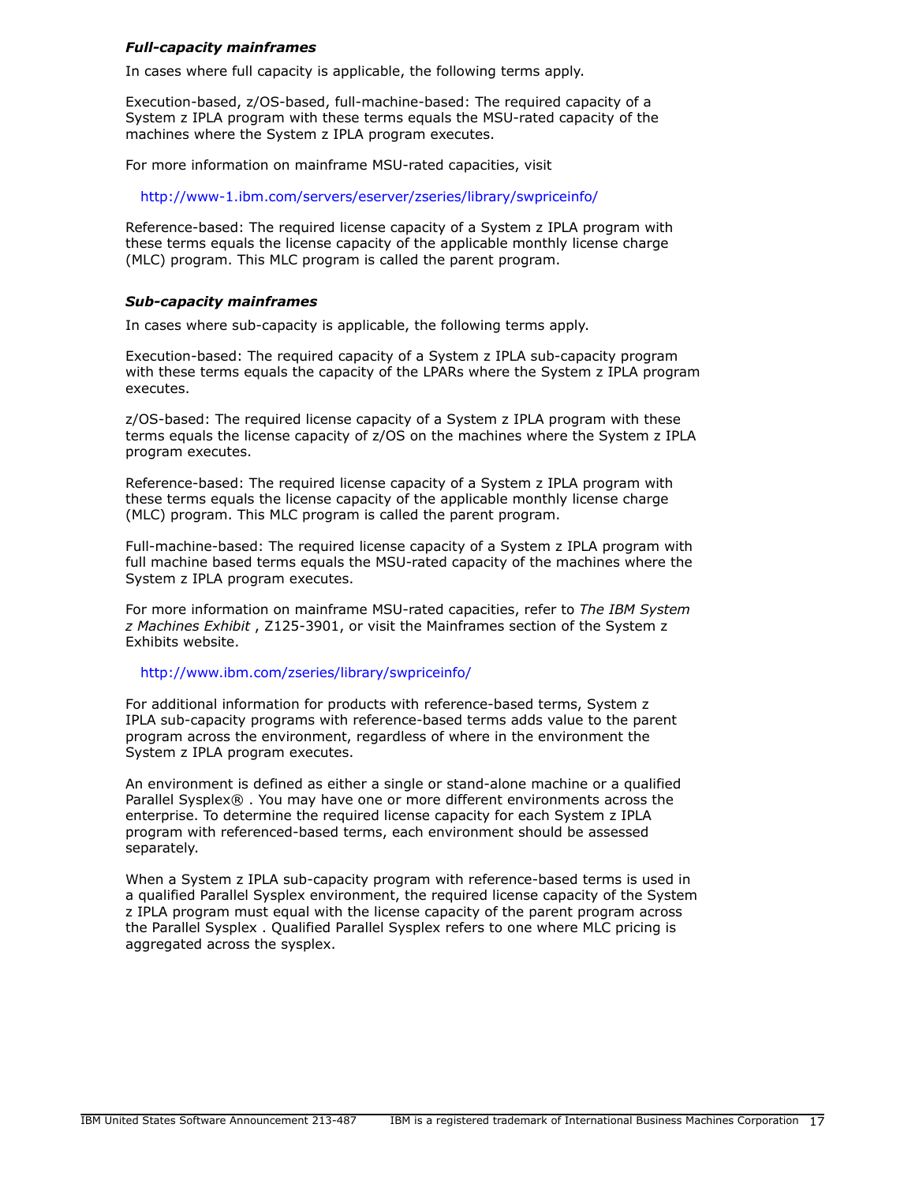### *Full-capacity mainframes*

In cases where full capacity is applicable, the following terms apply.

Execution-based, z/OS-based, full-machine-based: The required capacity of a System z IPLA program with these terms equals the MSU-rated capacity of the machines where the System z IPLA program executes.

For more information on mainframe MSU-rated capacities, visit

http://www-1.ibm.com/servers/eserver/zseries/library/swpriceinfo/

Reference-based: The required license capacity of a System z IPLA program with these terms equals the license capacity of the applicable monthly license charge (MLC) program. This MLC program is called the parent program.

### *Sub-capacity mainframes*

In cases where sub-capacity is applicable, the following terms apply.

Execution-based: The required capacity of a System z IPLA sub-capacity program with these terms equals the capacity of the LPARs where the System z IPLA program executes.

z/OS-based: The required license capacity of a System z IPLA program with these terms equals the license capacity of z/OS on the machines where the System z IPLA program executes.

Reference-based: The required license capacity of a System z IPLA program with these terms equals the license capacity of the applicable monthly license charge (MLC) program. This MLC program is called the parent program.

Full-machine-based: The required license capacity of a System z IPLA program with full machine based terms equals the MSU-rated capacity of the machines where the System z IPLA program executes.

For more information on mainframe MSU-rated capacities, refer to *The IBM System z Machines Exhibit* , Z125-3901, or visit the Mainframes section of the System z Exhibits website.

http://www.ibm.com/zseries/library/swpriceinfo/

For additional information for products with reference-based terms, System z IPLA sub-capacity programs with reference-based terms adds value to the parent program across the environment, regardless of where in the environment the System z IPLA program executes.

An environment is defined as either a single or stand-alone machine or a qualified Parallel Sysplex® . You may have one or more different environments across the enterprise. To determine the required license capacity for each System z IPLA program with referenced-based terms, each environment should be assessed separately.

When a System z IPLA sub-capacity program with reference-based terms is used in a qualified Parallel Sysplex environment, the required license capacity of the System z IPLA program must equal with the license capacity of the parent program across the Parallel Sysplex . Qualified Parallel Sysplex refers to one where MLC pricing is aggregated across the sysplex.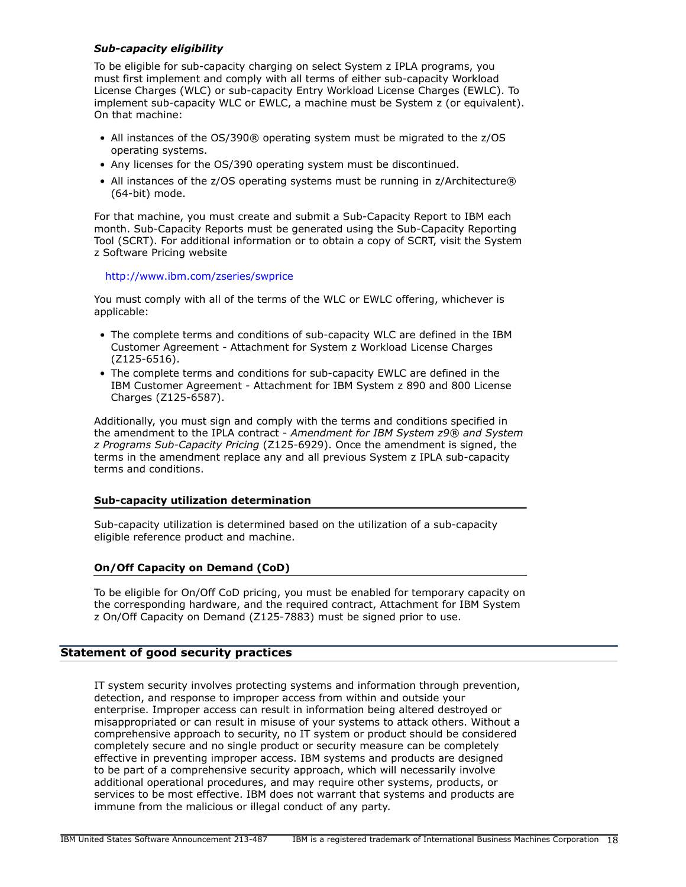#### *Sub-capacity eligibility*

To be eligible for sub-capacity charging on select System z IPLA programs, you must first implement and comply with all terms of either sub-capacity Workload License Charges (WLC) or sub-capacity Entry Workload License Charges (EWLC). To implement sub-capacity WLC or EWLC, a machine must be System z (or equivalent). On that machine:

- All instances of the OS/390® operating system must be migrated to the z/OS operating systems.
- Any licenses for the OS/390 operating system must be discontinued.
- All instances of the z/OS operating systems must be running in z/Architecture® (64-bit) mode.

For that machine, you must create and submit a Sub-Capacity Report to IBM each month. Sub-Capacity Reports must be generated using the Sub-Capacity Reporting Tool (SCRT). For additional information or to obtain a copy of SCRT, visit the System z Software Pricing website

http://www.ibm.com/zseries/swprice

You must comply with all of the terms of the WLC or EWLC offering, whichever is applicable:

- The complete terms and conditions of sub-capacity WLC are defined in the IBM Customer Agreement - Attachment for System z Workload License Charges (Z125-6516).
- The complete terms and conditions for sub-capacity EWLC are defined in the IBM Customer Agreement - Attachment for IBM System z 890 and 800 License Charges (Z125-6587).

Additionally, you must sign and comply with the terms and conditions specified in the amendment to the IPLA contract - *Amendment for IBM System z9® and System z Programs Sub-Capacity Pricing* (Z125-6929). Once the amendment is signed, the terms in the amendment replace any and all previous System z IPLA sub-capacity terms and conditions.

#### Sub-capacity utilization determination

Sub-capacity utilization is determined based on the utilization of a sub-capacity eligible reference product and machine.

#### On/Off Capacity on Demand (CoD)

To be eligible for On/Off CoD pricing, you must be enabled for temporary capacity on the corresponding hardware, and the required contract, Attachment for IBM System z On/Off Capacity on Demand (Z125-7883) must be signed prior to use.

## Statement of good security practices

IT system security involves protecting systems and information through prevention, detection, and response to improper access from within and outside your enterprise. Improper access can result in information being altered destroyed or misappropriated or can result in misuse of your systems to attack others. Without a comprehensive approach to security, no IT system or product should be considered completely secure and no single product or security measure can be completely effective in preventing improper access. IBM systems and products are designed to be part of a comprehensive security approach, which will necessarily involve additional operational procedures, and may require other systems, products, or services to be most effective. IBM does not warrant that systems and products are immune from the malicious or illegal conduct of any party.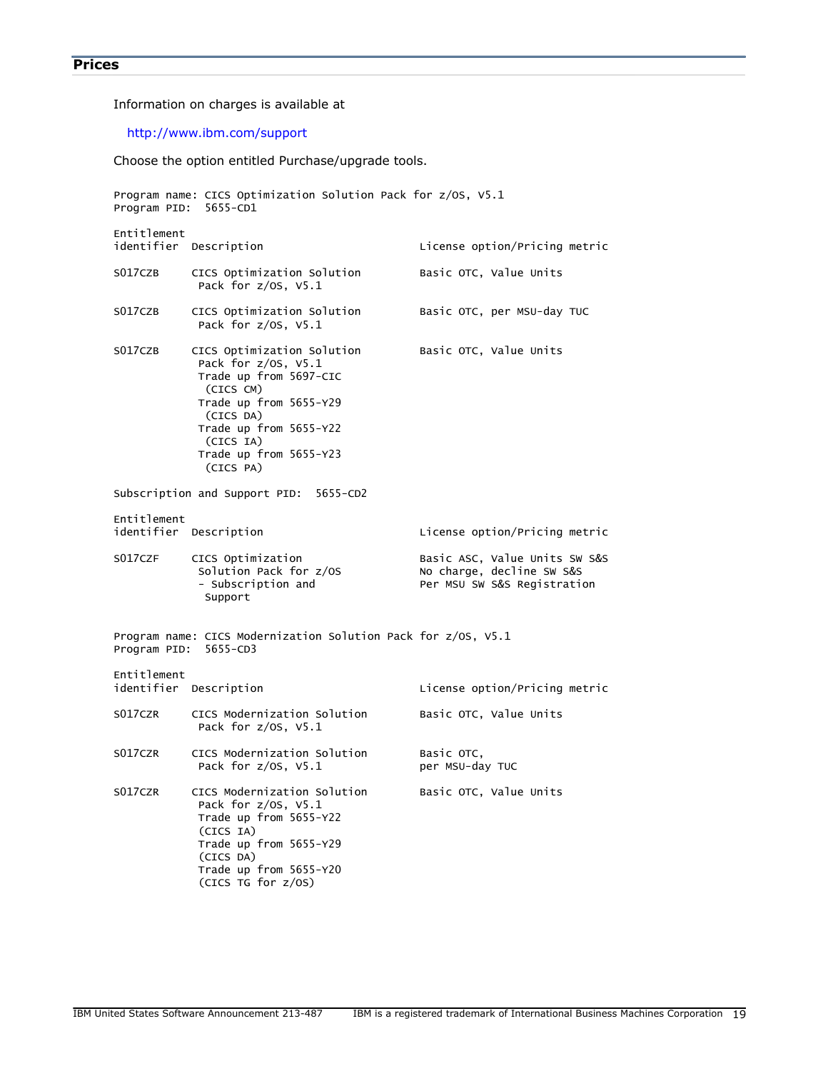## Prices

Information on charges is available at

http://www.ibm.com/support

Choose the option entitled Purchase/upgrade tools.

```
Program name: CICS Optimization Solution Pack for z/OS, V5.1
Program PID:  5655-CD1

Entitlement
identifier  Description                      License option/Pricing metric

S017CZB     CICS Optimization Solution       Basic OTC, Value Units
             Pack for z/OS, V5.1

S017CZB     CICS Optimization Solution       Basic OTC, per MSU-day TUC
             Pack for z/OS, V5.1

S017CZB     CICS Optimization Solution       Basic OTC, Value Units
             Pack for z/OS, V5.1
             Trade up from 5697-CIC
              (CICS CM)
             Trade up from 5655-Y29
              (CICS DA)
             Trade up from 5655-Y22
              (CICS IA)
             Trade up from 5655-Y23
              (CICS PA)

Subscription and Support PID:  5655-CD2

Entitlement
identifier  Description                      License option/Pricing metric

S017CZF     CICS Optimization                Basic ASC, Value Units SW S&S
             Solution Pack for z/OS          No charge, decline SW S&S
             - Subscription and              Per MSU SW S&S Registration
              Support


Program name: CICS Modernization Solution Pack for z/OS, V5.1
Program PID:  5655-CD3

Entitlement
identifier  Description                      License option/Pricing metric

S017CZR     CICS Modernization Solution      Basic OTC, Value Units
             Pack for z/OS, V5.1

S017CZR     CICS Modernization Solution      Basic OTC,
             Pack for z/OS, V5.1             per MSU-day TUC

S017CZR     CICS Modernization Solution      Basic OTC, Value Units
             Pack for z/OS, V5.1
             Trade up from 5655-Y22
             (CICS IA)
             Trade up from 5655-Y29
             (CICS DA)
             Trade up from 5655-Y20
             (CICS TG for z/OS)
```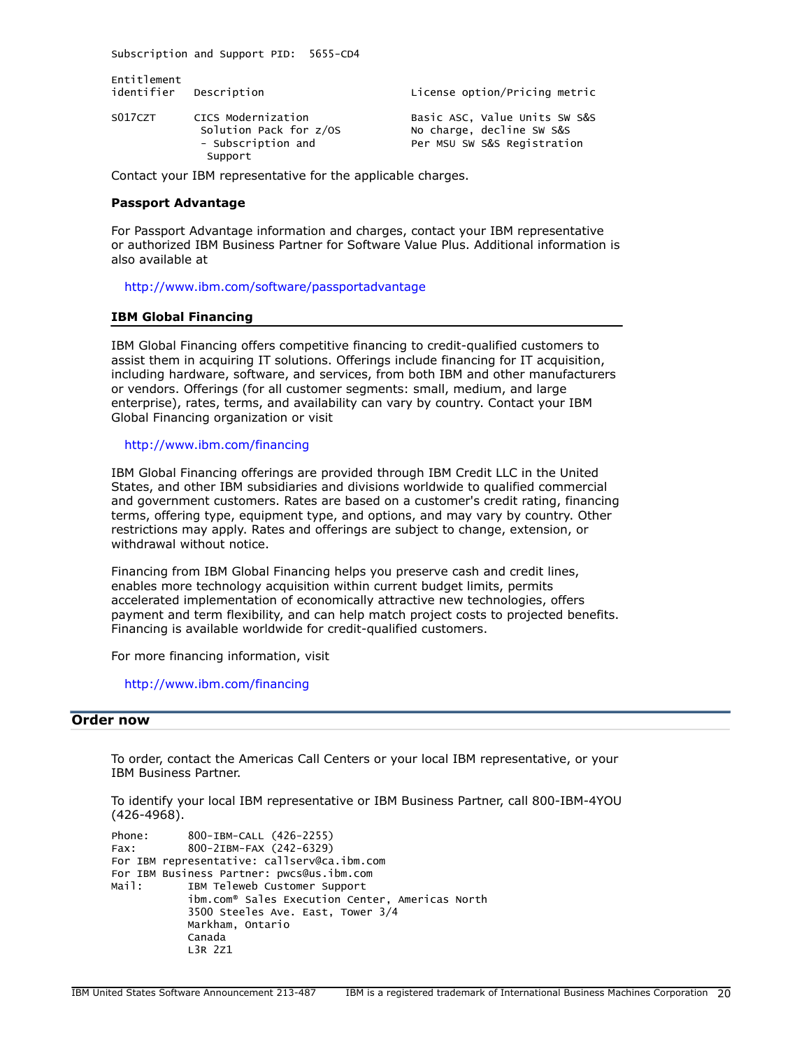Subscription and Support PID: 5655-CD4

| Entitlement identifier | Description | License option/Pricing metric |
| --- | --- | --- |
| S017CZT | CICS Modernization Solution Pack for z/OS - Subscription and Support | Basic ASC, Value Units SW S&S<br>No charge, decline SW S&S<br>Per MSU SW S&S Registration |

Contact your IBM representative for the applicable charges.

**Passport Advantage**

For Passport Advantage information and charges, contact your IBM representative or authorized IBM Business Partner for Software Value Plus. Additional information is also available at

http://www.ibm.com/software/passportadvantage

### IBM Global Financing

IBM Global Financing offers competitive financing to credit-qualified customers to assist them in acquiring IT solutions. Offerings include financing for IT acquisition, including hardware, software, and services, from both IBM and other manufacturers or vendors. Offerings (for all customer segments: small, medium, and large enterprise), rates, terms, and availability can vary by country. Contact your IBM Global Financing organization or visit

http://www.ibm.com/financing

IBM Global Financing offerings are provided through IBM Credit LLC in the United States, and other IBM subsidiaries and divisions worldwide to qualified commercial and government customers. Rates are based on a customer's credit rating, financing terms, offering type, equipment type, and options, and may vary by country. Other restrictions may apply. Rates and offerings are subject to change, extension, or withdrawal without notice.

Financing from IBM Global Financing helps you preserve cash and credit lines, enables more technology acquisition within current budget limits, permits accelerated implementation of economically attractive new technologies, offers payment and term flexibility, and can help match project costs to projected benefits. Financing is available worldwide for credit-qualified customers.

For more financing information, visit

http://www.ibm.com/financing

## Order now

To order, contact the Americas Call Centers or your local IBM representative, or your IBM Business Partner.

To identify your local IBM representative or IBM Business Partner, call 800-IBM-4YOU (426-4968).

```
Phone:      800-IBM-CALL (426-2255)
Fax:        800-2IBM-FAX (242-6329)
For IBM representative: callserv@ca.ibm.com
For IBM Business Partner: pwcs@us.ibm.com
Mail:       IBM Teleweb Customer Support
            ibm.com® Sales Execution Center, Americas North
            3500 Steeles Ave. East, Tower 3/4
            Markham, Ontario
            Canada
            L3R 2Z1
```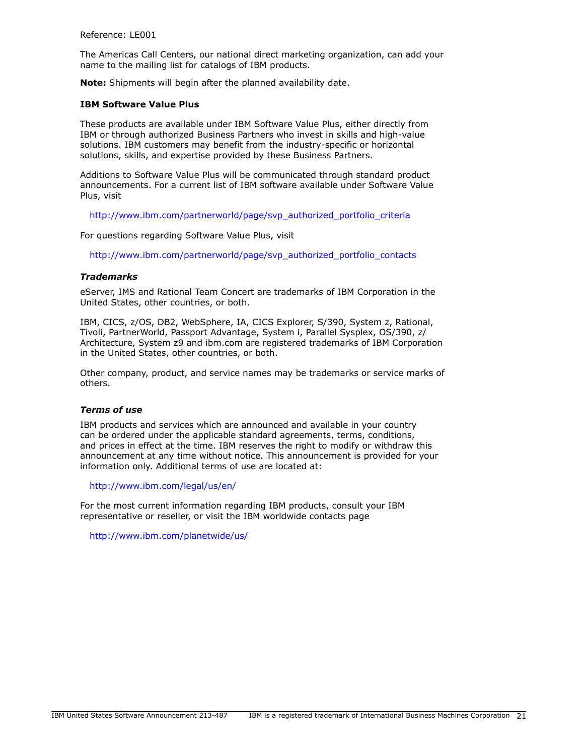Reference: LE001

The Americas Call Centers, our national direct marketing organization, can add your name to the mailing list for catalogs of IBM products.

**Note:** Shipments will begin after the planned availability date.

**IBM Software Value Plus**

These products are available under IBM Software Value Plus, either directly from IBM or through authorized Business Partners who invest in skills and high-value solutions. IBM customers may benefit from the industry-specific or horizontal solutions, skills, and expertise provided by these Business Partners.

Additions to Software Value Plus will be communicated through standard product announcements. For a current list of IBM software available under Software Value Plus, visit

http://www.ibm.com/partnerworld/page/svp_authorized_portfolio_criteria

For questions regarding Software Value Plus, visit

http://www.ibm.com/partnerworld/page/svp_authorized_portfolio_contacts

### *Trademarks*

eServer, IMS and Rational Team Concert are trademarks of IBM Corporation in the United States, other countries, or both.

IBM, CICS, z/OS, DB2, WebSphere, IA, CICS Explorer, S/390, System z, Rational, Tivoli, PartnerWorld, Passport Advantage, System i, Parallel Sysplex, OS/390, z/Architecture, System z9 and ibm.com are registered trademarks of IBM Corporation in the United States, other countries, or both.

Other company, product, and service names may be trademarks or service marks of others.

### *Terms of use*

IBM products and services which are announced and available in your country can be ordered under the applicable standard agreements, terms, conditions, and prices in effect at the time. IBM reserves the right to modify or withdraw this announcement at any time without notice. This announcement is provided for your information only. Additional terms of use are located at:

http://www.ibm.com/legal/us/en/

For the most current information regarding IBM products, consult your IBM representative or reseller, or visit the IBM worldwide contacts page

http://www.ibm.com/planetwide/us/